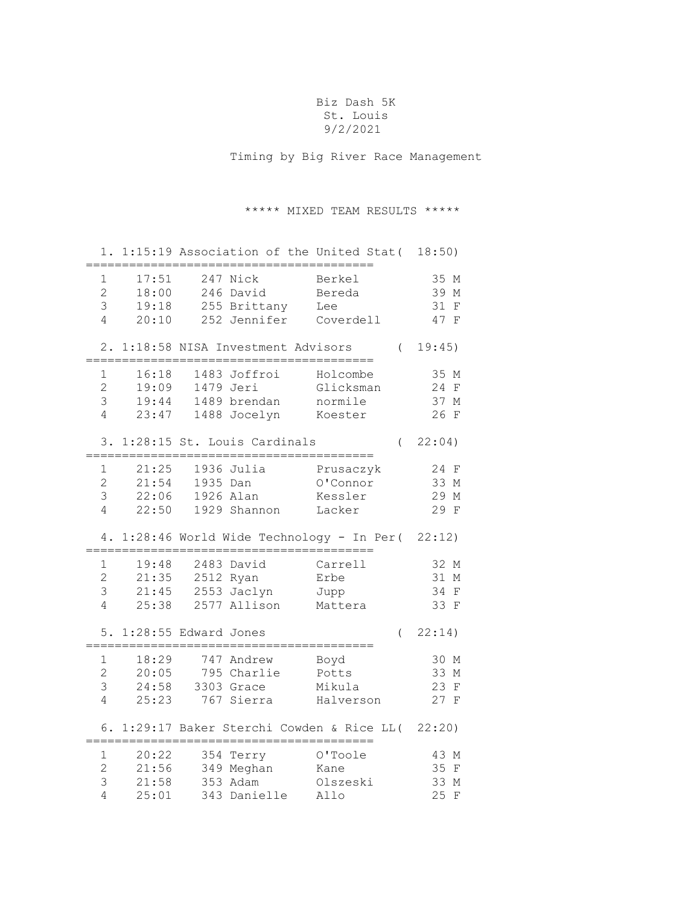# Biz Dash 5K

St. Louis
9/2/2021

Timing by Big River Race Management

## ***** MIXED TEAM RESULTS *****

### 1. 1:15:19 Association of the United Stat( 18:50)

| | Time | Bib | First | Last | Age | Sex |
|---|---|---|---|---|---|---|
| 1 | 17:51 | 247 | Nick | Berkel | 35 | M |
| 2 | 18:00 | 246 | David | Bereda | 39 | M |
| 3 | 19:18 | 255 | Brittany | Lee | 31 | F |
| 4 | 20:10 | 252 | Jennifer | Coverdell | 47 | F |

### 2. 1:18:58 NISA Investment Advisors ( 19:45)

| | Time | Bib | First | Last | Age | Sex |
|---|---|---|---|---|---|---|
| 1 | 16:18 | 1483 | Joffroi | Holcombe | 35 | M |
| 2 | 19:09 | 1479 | Jeri | Glicksman | 24 | F |
| 3 | 19:44 | 1489 | brendan | normile | 37 | M |
| 4 | 23:47 | 1488 | Jocelyn | Koester | 26 | F |

### 3. 1:28:15 St. Louis Cardinals ( 22:04)

| | Time | Bib | First | Last | Age | Sex |
|---|---|---|---|---|---|---|
| 1 | 21:25 | 1936 | Julia | Prusaczyk | 24 | F |
| 2 | 21:54 | 1935 | Dan | O'Connor | 33 | M |
| 3 | 22:06 | 1926 | Alan | Kessler | 29 | M |
| 4 | 22:50 | 1929 | Shannon | Lacker | 29 | F |

### 4. 1:28:46 World Wide Technology - In Per( 22:12)

| | Time | Bib | First | Last | Age | Sex |
|---|---|---|---|---|---|---|
| 1 | 19:48 | 2483 | David | Carrell | 32 | M |
| 2 | 21:35 | 2512 | Ryan | Erbe | 31 | M |
| 3 | 21:45 | 2553 | Jaclyn | Jupp | 34 | F |
| 4 | 25:38 | 2577 | Allison | Mattera | 33 | F |

### 5. 1:28:55 Edward Jones ( 22:14)

| | Time | Bib | First | Last | Age | Sex |
|---|---|---|---|---|---|---|
| 1 | 18:29 | 747 | Andrew | Boyd | 30 | M |
| 2 | 20:05 | 795 | Charlie | Potts | 33 | M |
| 3 | 24:58 | 3303 | Grace | Mikula | 23 | F |
| 4 | 25:23 | 767 | Sierra | Halverson | 27 | F |

### 6. 1:29:17 Baker Sterchi Cowden & Rice LL( 22:20)

| | Time | Bib | First | Last | Age | Sex |
|---|---|---|---|---|---|---|
| 1 | 20:22 | 354 | Terry | O'Toole | 43 | M |
| 2 | 21:56 | 349 | Meghan | Kane | 35 | F |
| 3 | 21:58 | 353 | Adam | Olszeski | 33 | M |
| 4 | 25:01 | 343 | Danielle | Allo | 25 | F |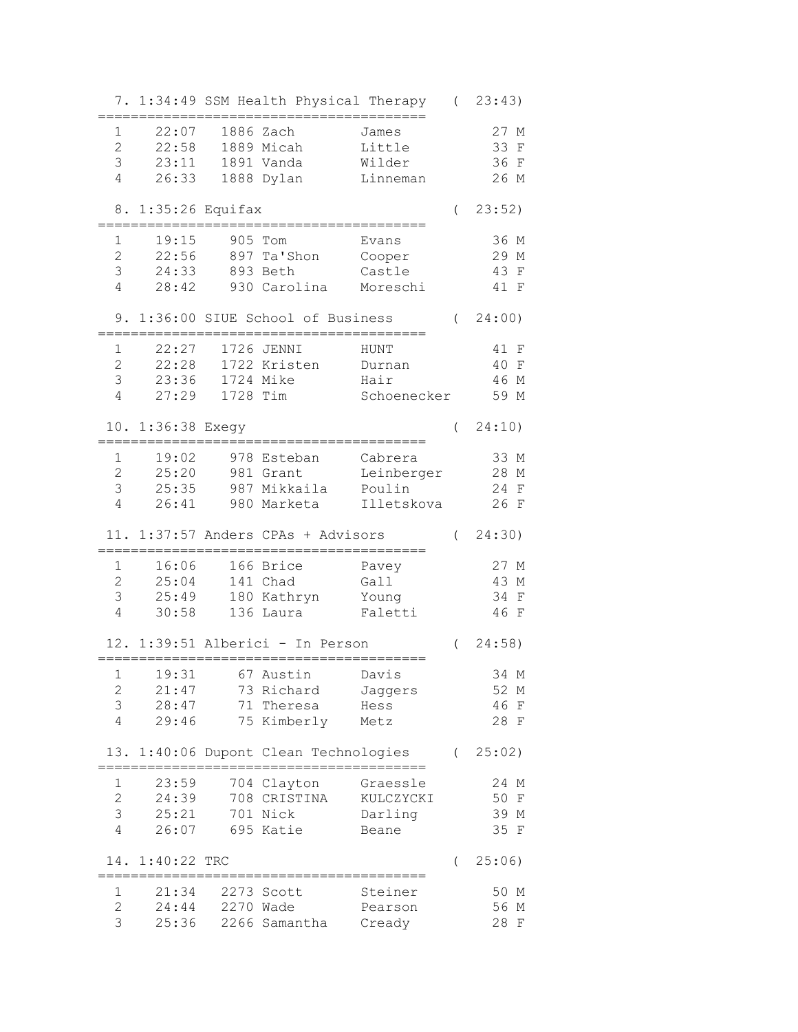7\. 1:34:49 SSM Health Physical Therapy ( 23:43)

| | Time | Bib | First | Last | Age | Sex |
|---|---|---|---|---|---|---|
| 1 | 22:07 | 1886 | Zach | James | 27 | M |
| 2 | 22:58 | 1889 | Micah | Little | 33 | F |
| 3 | 23:11 | 1891 | Vanda | Wilder | 36 | F |
| 4 | 26:33 | 1888 | Dylan | Linneman | 26 | M |

8\. 1:35:26 Equifax ( 23:52)

| | Time | Bib | First | Last | Age | Sex |
|---|---|---|---|---|---|---|
| 1 | 19:15 | 905 | Tom | Evans | 36 | M |
| 2 | 22:56 | 897 | Ta'Shon | Cooper | 29 | M |
| 3 | 24:33 | 893 | Beth | Castle | 43 | F |
| 4 | 28:42 | 930 | Carolina | Moreschi | 41 | F |

9\. 1:36:00 SIUE School of Business ( 24:00)

| | Time | Bib | First | Last | Age | Sex |
|---|---|---|---|---|---|---|
| 1 | 22:27 | 1726 | JENNI | HUNT | 41 | F |
| 2 | 22:28 | 1722 | Kristen | Durnan | 40 | F |
| 3 | 23:36 | 1724 | Mike | Hair | 46 | M |
| 4 | 27:29 | 1728 | Tim | Schoenecker | 59 | M |

10\. 1:36:38 Exegy ( 24:10)

| | Time | Bib | First | Last | Age | Sex |
|---|---|---|---|---|---|---|
| 1 | 19:02 | 978 | Esteban | Cabrera | 33 | M |
| 2 | 25:20 | 981 | Grant | Leinberger | 28 | M |
| 3 | 25:35 | 987 | Mikkaila | Poulin | 24 | F |
| 4 | 26:41 | 980 | Marketa | Illetskova | 26 | F |

11\. 1:37:57 Anders CPAs + Advisors ( 24:30)

| | Time | Bib | First | Last | Age | Sex |
|---|---|---|---|---|---|---|
| 1 | 16:06 | 166 | Brice | Pavey | 27 | M |
| 2 | 25:04 | 141 | Chad | Gall | 43 | M |
| 3 | 25:49 | 180 | Kathryn | Young | 34 | F |
| 4 | 30:58 | 136 | Laura | Faletti | 46 | F |

12\. 1:39:51 Alberici - In Person ( 24:58)

| | Time | Bib | First | Last | Age | Sex |
|---|---|---|---|---|---|---|
| 1 | 19:31 | 67 | Austin | Davis | 34 | M |
| 2 | 21:47 | 73 | Richard | Jaggers | 52 | M |
| 3 | 28:47 | 71 | Theresa | Hess | 46 | F |
| 4 | 29:46 | 75 | Kimberly | Metz | 28 | F |

13\. 1:40:06 Dupont Clean Technologies ( 25:02)

| | Time | Bib | First | Last | Age | Sex |
|---|---|---|---|---|---|---|
| 1 | 23:59 | 704 | Clayton | Graessle | 24 | M |
| 2 | 24:39 | 708 | CRISTINA | KULCZYCKI | 50 | F |
| 3 | 25:21 | 701 | Nick | Darling | 39 | M |
| 4 | 26:07 | 695 | Katie | Beane | 35 | F |

14\. 1:40:22 TRC ( 25:06)

| | Time | Bib | First | Last | Age | Sex |
|---|---|---|---|---|---|---|
| 1 | 21:34 | 2273 | Scott | Steiner | 50 | M |
| 2 | 24:44 | 2270 | Wade | Pearson | 56 | M |
| 3 | 25:36 | 2266 | Samantha | Cready | 28 | F |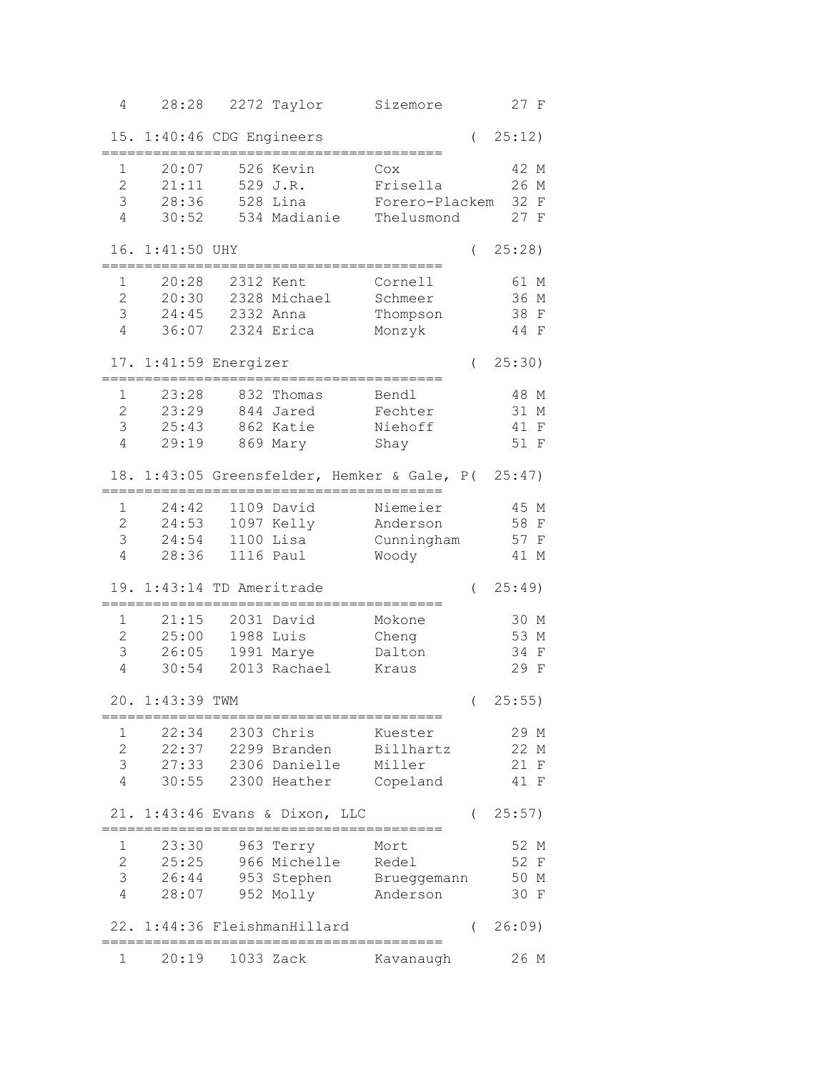```
  4    28:28   2272 Taylor      Sizemore        27 F

 15. 1:40:46 CDG Engineers                    (  25:12)
=========================================
  1    20:07    526 Kevin       Cox             42 M
  2    21:11    529 J.R.        Frisella        26 M
  3    28:36    528 Lina        Forero-Plackem  32 F
  4    30:52    534 Madianie    Thelusmond      27 F

 16. 1:41:50 UHY                              (  25:28)
=========================================
  1    20:28   2312 Kent        Cornell         61 M
  2    20:30   2328 Michael     Schmeer         36 M
  3    24:45   2332 Anna        Thompson        38 F
  4    36:07   2324 Erica       Monzyk          44 F

 17. 1:41:59 Energizer                        (  25:30)
=========================================
  1    23:28    832 Thomas      Bendl           48 M
  2    23:29    844 Jared       Fechter         31 M
  3    25:43    862 Katie       Niehoff         41 F
  4    29:19    869 Mary        Shay            51 F

 18. 1:43:05 Greensfelder, Hemker & Gale, P(  25:47)
=========================================
  1    24:42   1109 David       Niemeier        45 M
  2    24:53   1097 Kelly       Anderson        58 F
  3    24:54   1100 Lisa        Cunningham      57 F
  4    28:36   1116 Paul        Woody           41 M

 19. 1:43:14 TD Ameritrade                    (  25:49)
=========================================
  1    21:15   2031 David       Mokone          30 M
  2    25:00   1988 Luis        Cheng           53 M
  3    26:05   1991 Marye       Dalton          34 F
  4    30:54   2013 Rachael     Kraus           29 F

 20. 1:43:39 TWM                              (  25:55)
=========================================
  1    22:34   2303 Chris       Kuester         29 M
  2    22:37   2299 Branden     Billhartz       22 M
  3    27:33   2306 Danielle    Miller          21 F
  4    30:55   2300 Heather     Copeland        41 F

 21. 1:43:46 Evans & Dixon, LLC               (  25:57)
=========================================
  1    23:30    963 Terry       Mort            52 M
  2    25:25    966 Michelle    Redel           52 F
  3    26:44    953 Stephen     Brueggemann     50 M
  4    28:07    952 Molly       Anderson        30 F

 22. 1:44:36 FleishmanHillard                 (  26:09)
=========================================
  1    20:19   1033 Zack        Kavanaugh       26 M
```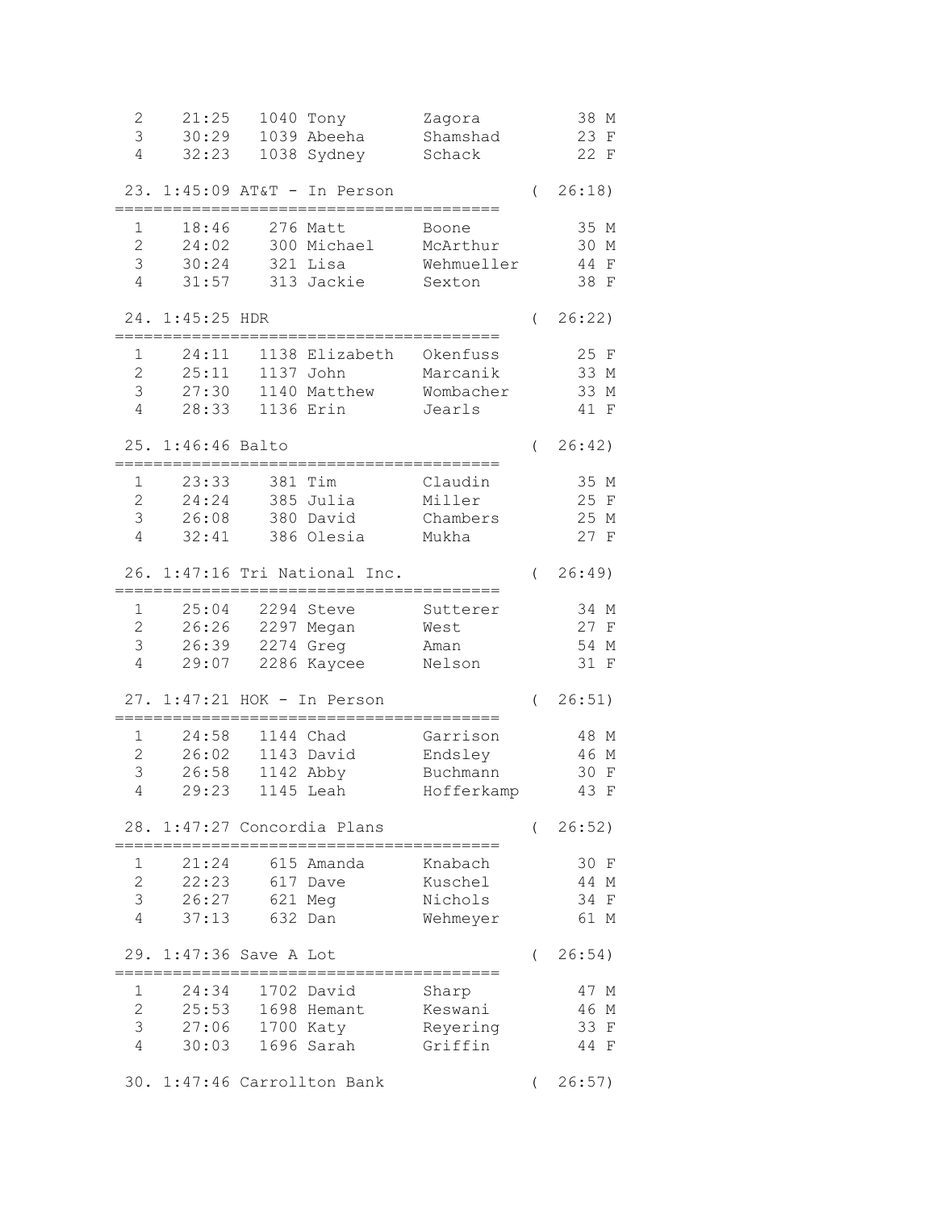```
  2    21:25   1040 Tony         Zagora           38 M
  3    30:29   1039 Abeeha       Shamshad         23 F
  4    32:23   1038 Sydney       Schack           22 F

 23. 1:45:09 AT&T - In Person                 (  26:18)
=========================================
  1    18:46    276 Matt         Boone            35 M
  2    24:02    300 Michael      McArthur         30 M
  3    30:24    321 Lisa         Wehmueller       44 F
  4    31:57    313 Jackie       Sexton           38 F

 24. 1:45:25 HDR                              (  26:22)
=========================================
  1    24:11   1138 Elizabeth    Okenfuss         25 F
  2    25:11   1137 John         Marcanik         33 M
  3    27:30   1140 Matthew      Wombacher        33 M
  4    28:33   1136 Erin         Jearls           41 F

 25. 1:46:46 Balto                            (  26:42)
=========================================
  1    23:33    381 Tim          Claudin          35 M
  2    24:24    385 Julia        Miller           25 F
  3    26:08    380 David        Chambers         25 M
  4    32:41    386 Olesia       Mukha            27 F

 26. 1:47:16 Tri National Inc.                (  26:49)
=========================================
  1    25:04   2294 Steve        Sutterer         34 M
  2    26:26   2297 Megan        West             27 F
  3    26:39   2274 Greg         Aman             54 M
  4    29:07   2286 Kaycee       Nelson           31 F

 27. 1:47:21 HOK - In Person                  (  26:51)
=========================================
  1    24:58   1144 Chad         Garrison         48 M
  2    26:02   1143 David        Endsley          46 M
  3    26:58   1142 Abby         Buchmann         30 F
  4    29:23   1145 Leah         Hofferkamp       43 F

 28. 1:47:27 Concordia Plans                  (  26:52)
=========================================
  1    21:24    615 Amanda       Knabach          30 F
  2    22:23    617 Dave         Kuschel          44 M
  3    26:27    621 Meg          Nichols          34 F
  4    37:13    632 Dan          Wehmeyer         61 M

 29. 1:47:36 Save A Lot                       (  26:54)
=========================================
  1    24:34   1702 David        Sharp            47 M
  2    25:53   1698 Hemant       Keswani          46 M
  3    27:06   1700 Katy         Reyering         33 F
  4    30:03   1696 Sarah        Griffin          44 F

 30. 1:47:46 Carrollton Bank                  (  26:57)
```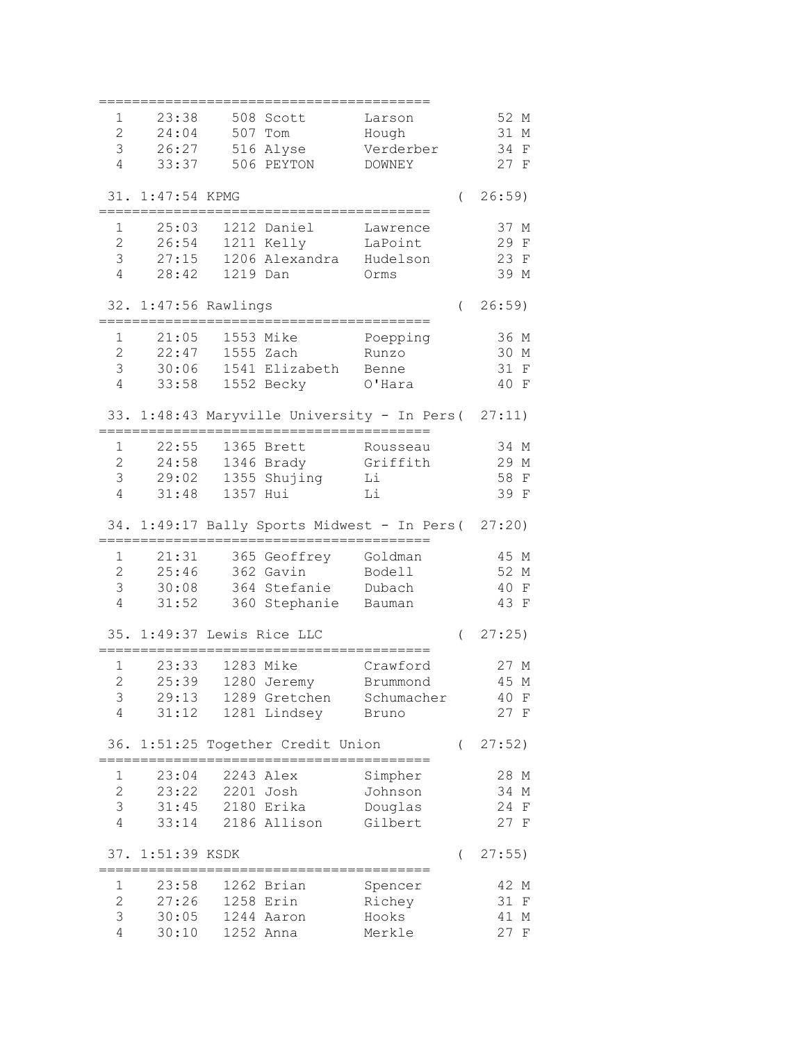```
=========================================
  1    23:38    508 Scott       Larson          52 M
  2    24:04    507 Tom         Hough           31 M
  3    26:27    516 Alyse       Verderber       34 F
  4    33:37    506 PEYTON      DOWNEY          27 F

 31. 1:47:54 KPMG                            (  26:59)
=========================================
  1    25:03   1212 Daniel      Lawrence        37 M
  2    26:54   1211 Kelly       LaPoint         29 F
  3    27:15   1206 Alexandra   Hudelson        23 F
  4    28:42   1219 Dan         Orms            39 M

 32. 1:47:56 Rawlings                        (  26:59)
=========================================
  1    21:05   1553 Mike        Poepping        36 M
  2    22:47   1555 Zach        Runzo           30 M
  3    30:06   1541 Elizabeth   Benne           31 F
  4    33:58   1552 Becky       O'Hara          40 F

 33. 1:48:43 Maryville University - In Pers(  27:11)
=========================================
  1    22:55   1365 Brett       Rousseau        34 M
  2    24:58   1346 Brady       Griffith        29 M
  3    29:02   1355 Shujing     Li              58 F
  4    31:48   1357 Hui         Li              39 F

 34. 1:49:17 Bally Sports Midwest - In Pers(  27:20)
=========================================
  1    21:31    365 Geoffrey    Goldman         45 M
  2    25:46    362 Gavin       Bodell          52 M
  3    30:08    364 Stefanie    Dubach          40 F
  4    31:52    360 Stephanie   Bauman          43 F

 35. 1:49:37 Lewis Rice LLC                  (  27:25)
=========================================
  1    23:33   1283 Mike        Crawford        27 M
  2    25:39   1280 Jeremy      Brummond        45 M
  3    29:13   1289 Gretchen    Schumacher      40 F
  4    31:12   1281 Lindsey     Bruno           27 F

 36. 1:51:25 Together Credit Union           (  27:52)
=========================================
  1    23:04   2243 Alex        Simpher         28 M
  2    23:22   2201 Josh        Johnson         34 M
  3    31:45   2180 Erika       Douglas         24 F
  4    33:14   2186 Allison     Gilbert         27 F

 37. 1:51:39 KSDK                            (  27:55)
=========================================
  1    23:58   1262 Brian       Spencer         42 M
  2    27:26   1258 Erin        Richey          31 F
  3    30:05   1244 Aaron       Hooks           41 M
  4    30:10   1252 Anna        Merkle          27 F
```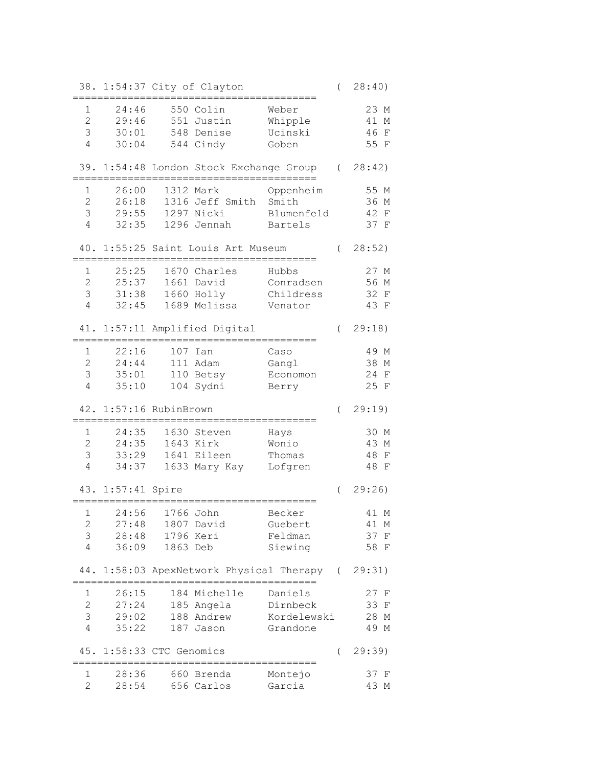```
 38. 1:54:37 City of Clayton                  (  28:40)
 ========================================
   1    24:46    550 Colin       Weber           23 M
   2    29:46    551 Justin      Whipple         41 M
   3    30:01    548 Denise      Ucinski         46 F
   4    30:04    544 Cindy       Goben           55 F

 39. 1:54:48 London Stock Exchange Group   (  28:42)
 ========================================
   1    26:00   1312 Mark        Oppenheim       55 M
   2    26:18   1316 Jeff Smith  Smith           36 M
   3    29:55   1297 Nicki       Blumenfeld      42 F
   4    32:35   1296 Jennah      Bartels         37 F

 40. 1:55:25 Saint Louis Art Museum        (  28:52)
 ========================================
   1    25:25   1670 Charles     Hubbs           27 M
   2    25:37   1661 David       Conradsen       56 M
   3    31:38   1660 Holly       Childress       32 F
   4    32:45   1689 Melissa     Venator         43 F

 41. 1:57:11 Amplified Digital             (  29:18)
 ========================================
   1    22:16    107 Ian         Caso            49 M
   2    24:44    111 Adam        Gangl           38 M
   3    35:01    110 Betsy       Economon        24 F
   4    35:10    104 Sydni       Berry           25 F

 42. 1:57:16 RubinBrown                    (  29:19)
 ========================================
   1    24:35   1630 Steven      Hays            30 M
   2    24:35   1643 Kirk        Wonio           43 M
   3    33:29   1641 Eileen      Thomas          48 F
   4    34:37   1633 Mary Kay    Lofgren         48 F

 43. 1:57:41 Spire                         (  29:26)
 ========================================
   1    24:56   1766 John        Becker          41 M
   2    27:48   1807 David       Guebert         41 M
   3    28:48   1796 Keri        Feldman         37 F
   4    36:09   1863 Deb         Siewing         58 F

 44. 1:58:03 ApexNetwork Physical Therapy  (  29:31)
 ========================================
   1    26:15    184 Michelle    Daniels         27 F
   2    27:24    185 Angela      Dirnbeck        33 F
   3    29:02    188 Andrew      Kordelewski     28 M
   4    35:22    187 Jason       Grandone        49 M

 45. 1:58:33 CTC Genomics                  (  29:39)
 ========================================
   1    28:36    660 Brenda      Montejo         37 F
   2    28:54    656 Carlos      Garcia          43 M
```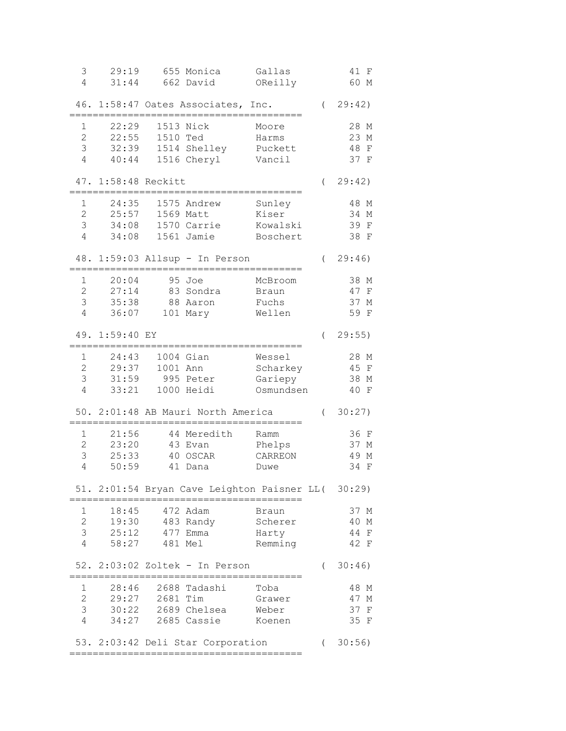```
 3    29:19    655 Monica      Gallas            41 F
 4    31:44    662 David       OReilly           60 M

46. 1:58:47 Oates Associates, Inc.        ( 29:42)
=========================================
 1    22:29   1513 Nick        Moore             28 M
 2    22:55   1510 Ted         Harms             23 M
 3    32:39   1514 Shelley     Puckett           48 F
 4    40:44   1516 Cheryl      Vancil            37 F

47. 1:58:48 Reckitt                       ( 29:42)
=========================================
 1    24:35   1575 Andrew      Sunley            48 M
 2    25:57   1569 Matt        Kiser             34 M
 3    34:08   1570 Carrie      Kowalski          39 F
 4    34:08   1561 Jamie       Boschert          38 F

48. 1:59:03 Allsup - In Person            ( 29:46)
=========================================
 1    20:04     95 Joe         McBroom           38 M
 2    27:14     83 Sondra      Braun             47 F
 3    35:38     88 Aaron       Fuchs             37 M
 4    36:07    101 Mary        Wellen            59 F

49. 1:59:40 EY                            ( 29:55)
=========================================
 1    24:43   1004 Gian        Wessel            28 M
 2    29:37   1001 Ann         Scharkey          45 F
 3    31:59    995 Peter       Gariepy           38 M
 4    33:21   1000 Heidi       Osmundsen         40 F

50. 2:01:48 AB Mauri North America        ( 30:27)
=========================================
 1    21:56     44 Meredith    Ramm              36 F
 2    23:20     43 Evan        Phelps            37 M
 3    25:33     40 OSCAR       CARREON           49 M
 4    50:59     41 Dana        Duwe              34 F

51. 2:01:54 Bryan Cave Leighton Paisner LL( 30:29)
=========================================
 1    18:45    472 Adam        Braun             37 M
 2    19:30    483 Randy       Scherer           40 M
 3    25:12    477 Emma        Harty             44 F
 4    58:27    481 Mel         Remming           42 F

52. 2:03:02 Zoltek - In Person            ( 30:46)
=========================================
 1    28:46   2688 Tadashi     Toba              48 M
 2    29:27   2681 Tim         Grawer            47 M
 3    30:22   2689 Chelsea     Weber             37 F
 4    34:27   2685 Cassie      Koenen            35 F

53. 2:03:42 Deli Star Corporation         ( 30:56)
=========================================
```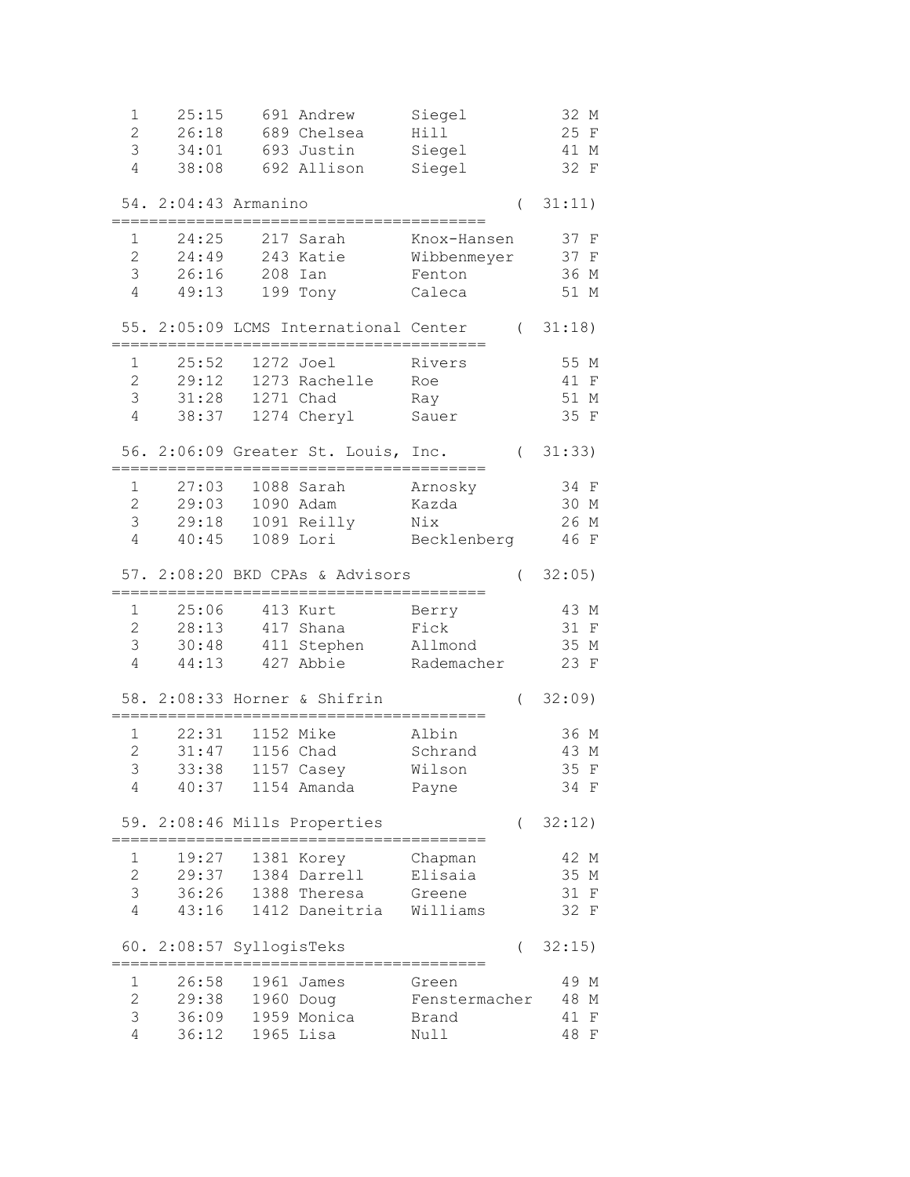```
  1    25:15    691 Andrew      Siegel          32 M
  2    26:18    689 Chelsea     Hill            25 F
  3    34:01    693 Justin      Siegel          41 M
  4    38:08    692 Allison     Siegel          32 F

 54. 2:04:43 Armanino                        (  31:11)
=========================================
  1    24:25    217 Sarah       Knox-Hansen     37 F
  2    24:49    243 Katie       Wibbenmeyer     37 F
  3    26:16    208 Ian         Fenton          36 M
  4    49:13    199 Tony        Caleca          51 M

 55. 2:05:09 LCMS International Center     (  31:18)
=========================================
  1    25:52   1272 Joel        Rivers          55 M
  2    29:12   1273 Rachelle    Roe             41 F
  3    31:28   1271 Chad        Ray             51 M
  4    38:37   1274 Cheryl      Sauer           35 F

 56. 2:06:09 Greater St. Louis, Inc.       (  31:33)
=========================================
  1    27:03   1088 Sarah       Arnosky         34 F
  2    29:03   1090 Adam        Kazda           30 M
  3    29:18   1091 Reilly      Nix             26 M
  4    40:45   1089 Lori        Becklenberg     46 F

 57. 2:08:20 BKD CPAs & Advisors           (  32:05)
=========================================
  1    25:06    413 Kurt        Berry           43 M
  2    28:13    417 Shana       Fick            31 F
  3    30:48    411 Stephen     Allmond         35 M
  4    44:13    427 Abbie       Rademacher      23 F

 58. 2:08:33 Horner & Shifrin              (  32:09)
=========================================
  1    22:31   1152 Mike        Albin           36 M
  2    31:47   1156 Chad        Schrand         43 M
  3    33:38   1157 Casey       Wilson          35 F
  4    40:37   1154 Amanda      Payne           34 F

 59. 2:08:46 Mills Properties              (  32:12)
=========================================
  1    19:27   1381 Korey       Chapman         42 M
  2    29:37   1384 Darrell     Elisaia         35 M
  3    36:26   1388 Theresa     Greene          31 F
  4    43:16   1412 Daneitria   Williams        32 F

 60. 2:08:57 SyllogisTeks                  (  32:15)
=========================================
  1    26:58   1961 James       Green           49 M
  2    29:38   1960 Doug        Fenstermacher   48 M
  3    36:09   1959 Monica      Brand           41 F
  4    36:12   1965 Lisa        Null            48 F
```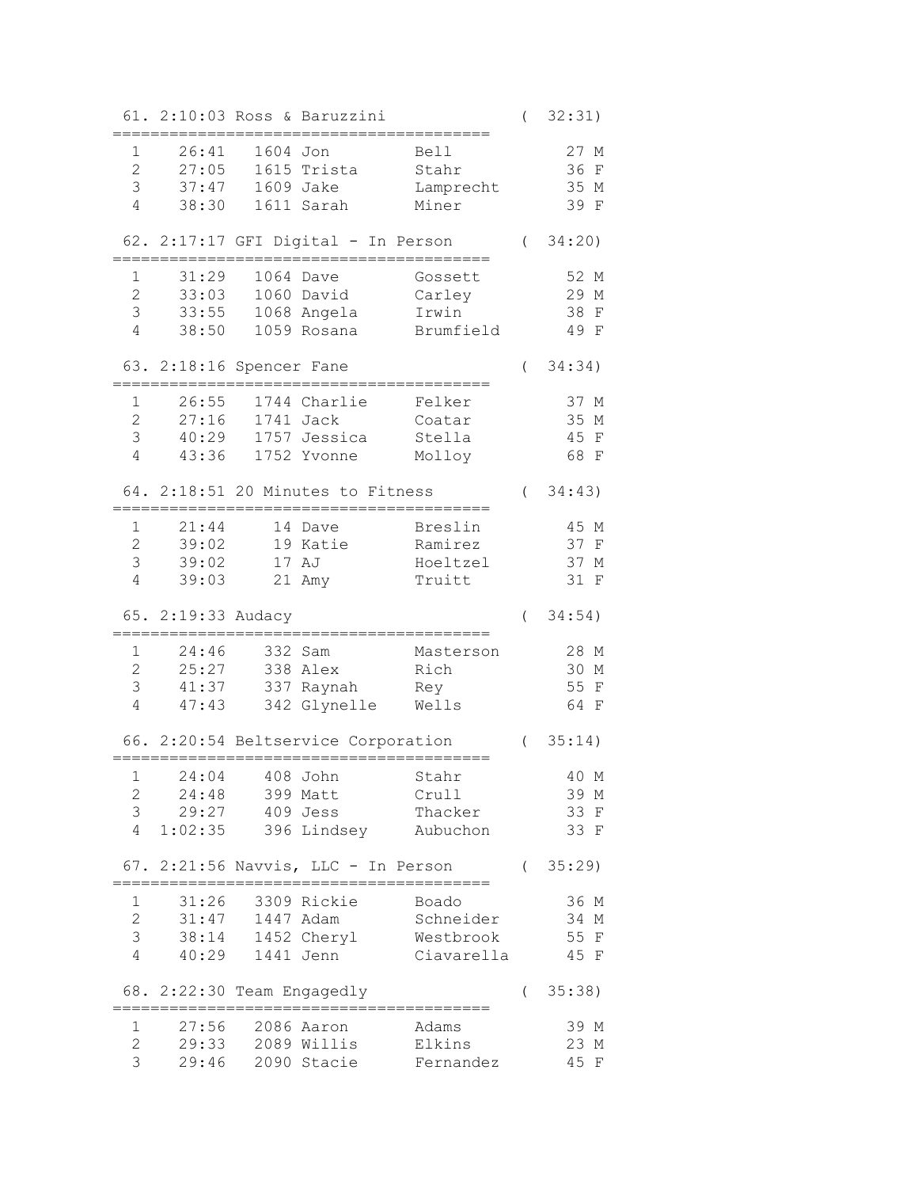```
 61. 2:10:03 Ross & Baruzzini                 (  32:31)
=========================================
  1     26:41   1604 Jon          Bell             27 M
  2     27:05   1615 Trista       Stahr            36 F
  3     37:47   1609 Jake         Lamprecht        35 M
  4     38:30   1611 Sarah        Miner            39 F

 62. 2:17:17 GFI Digital - In Person          (  34:20)
=========================================
  1     31:29   1064 Dave         Gossett          52 M
  2     33:03   1060 David        Carley           29 M
  3     33:55   1068 Angela       Irwin            38 F
  4     38:50   1059 Rosana       Brumfield        49 F

 63. 2:18:16 Spencer Fane                     (  34:34)
=========================================
  1     26:55   1744 Charlie      Felker           37 M
  2     27:16   1741 Jack         Coatar           35 M
  3     40:29   1757 Jessica      Stella           45 F
  4     43:36   1752 Yvonne       Molloy           68 F

 64. 2:18:51 20 Minutes to Fitness            (  34:43)
=========================================
  1     21:44     14 Dave         Breslin          45 M
  2     39:02     19 Katie        Ramirez          37 F
  3     39:02     17 AJ           Hoeltzel         37 M
  4     39:03     21 Amy          Truitt           31 F

 65. 2:19:33 Audacy                           (  34:54)
=========================================
  1     24:46    332 Sam          Masterson        28 M
  2     25:27    338 Alex         Rich             30 M
  3     41:37    337 Raynah       Rey              55 F
  4     47:43    342 Glynelle     Wells            64 F

 66. 2:20:54 Beltservice Corporation          (  35:14)
=========================================
  1     24:04    408 John         Stahr            40 M
  2     24:48    399 Matt         Crull            39 M
  3     29:27    409 Jess         Thacker          33 F
  4   1:02:35    396 Lindsey      Aubuchon         33 F

 67. 2:21:56 Navvis, LLC - In Person          (  35:29)
=========================================
  1     31:26   3309 Rickie       Boado            36 M
  2     31:47   1447 Adam         Schneider        34 M
  3     38:14   1452 Cheryl       Westbrook        55 F
  4     40:29   1441 Jenn         Ciavarella       45 F

 68. 2:22:30 Team Engagedly                   (  35:38)
=========================================
  1     27:56   2086 Aaron        Adams            39 M
  2     29:33   2089 Willis       Elkins           23 M
  3     29:46   2090 Stacie       Fernandez        45 F
```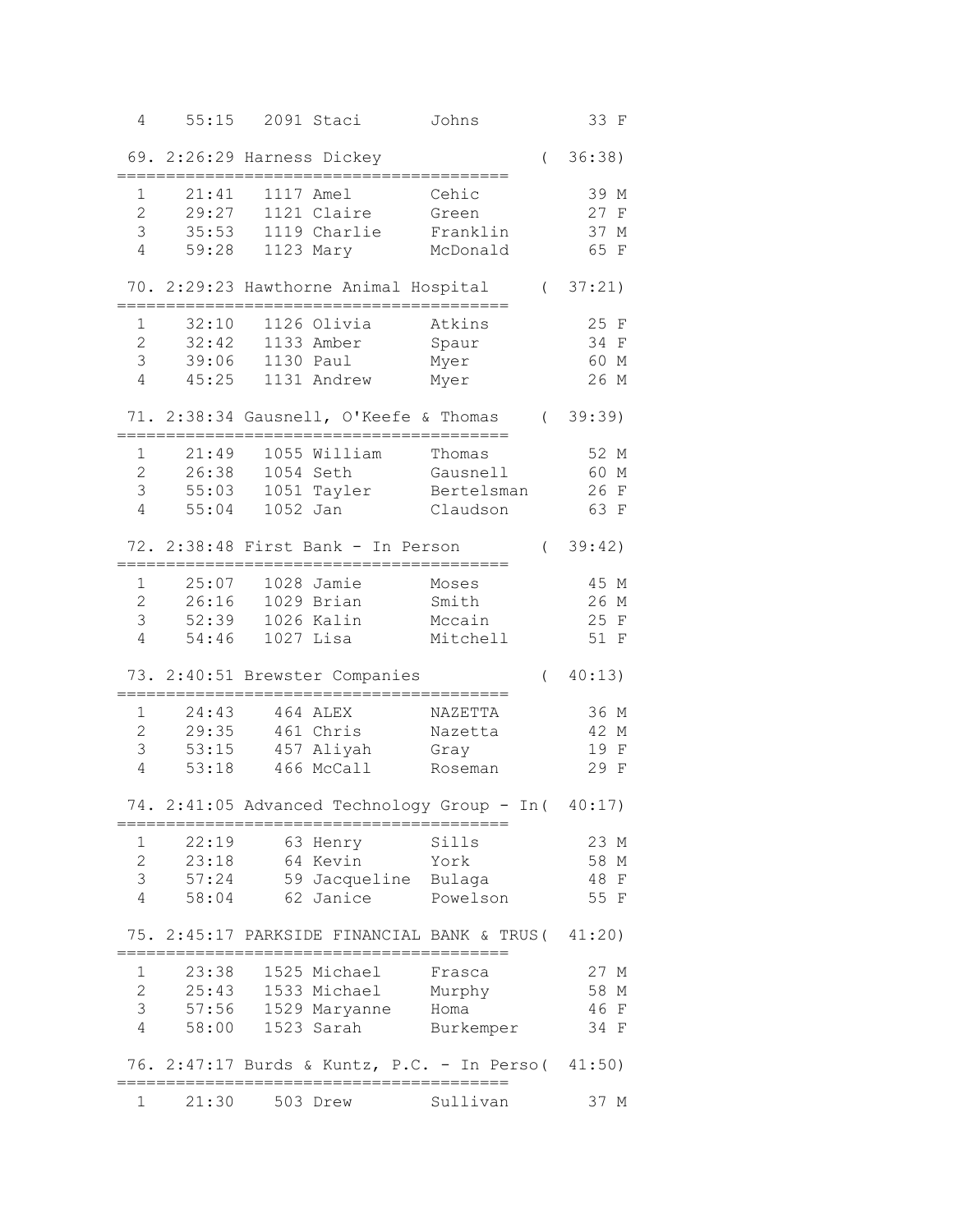```
 4    55:15   2091 Staci       Johns            33 F

69. 2:26:29 Harness Dickey                    ( 36:38)
==========================================
 1    21:41   1117 Amel        Cehic            39 M
 2    29:27   1121 Claire      Green            27 F
 3    35:53   1119 Charlie     Franklin         37 M
 4    59:28   1123 Mary        McDonald         65 F

70. 2:29:23 Hawthorne Animal Hospital         ( 37:21)
==========================================
 1    32:10   1126 Olivia      Atkins           25 F
 2    32:42   1133 Amber       Spaur            34 F
 3    39:06   1130 Paul        Myer             60 M
 4    45:25   1131 Andrew      Myer             26 M

71. 2:38:34 Gausnell, O'Keefe & Thomas        ( 39:39)
==========================================
 1    21:49   1055 William     Thomas           52 M
 2    26:38   1054 Seth        Gausnell         60 M
 3    55:03   1051 Tayler      Bertelsman       26 F
 4    55:04   1052 Jan         Claudson         63 F

72. 2:38:48 First Bank - In Person            ( 39:42)
==========================================
 1    25:07   1028 Jamie       Moses            45 M
 2    26:16   1029 Brian       Smith            26 M
 3    52:39   1026 Kalin       Mccain           25 F
 4    54:46   1027 Lisa        Mitchell         51 F

73. 2:40:51 Brewster Companies                ( 40:13)
==========================================
 1    24:43    464 ALEX        NAZETTA          36 M
 2    29:35    461 Chris       Nazetta          42 M
 3    53:15    457 Aliyah      Gray             19 F
 4    53:18    466 McCall      Roseman          29 F

74. 2:41:05 Advanced Technology Group - In( 40:17)
==========================================
 1    22:19     63 Henry       Sills            23 M
 2    23:18     64 Kevin       York             58 M
 3    57:24     59 Jacqueline  Bulaga           48 F
 4    58:04     62 Janice      Powelson         55 F

75. 2:45:17 PARKSIDE FINANCIAL BANK & TRUS( 41:20)
==========================================
 1    23:38   1525 Michael     Frasca           27 M
 2    25:43   1533 Michael     Murphy           58 M
 3    57:56   1529 Maryanne    Homa             46 F
 4    58:00   1523 Sarah       Burkemper        34 F

76. 2:47:17 Burds & Kuntz, P.C. - In Perso( 41:50)
==========================================
 1    21:30    503 Drew        Sullivan         37 M
```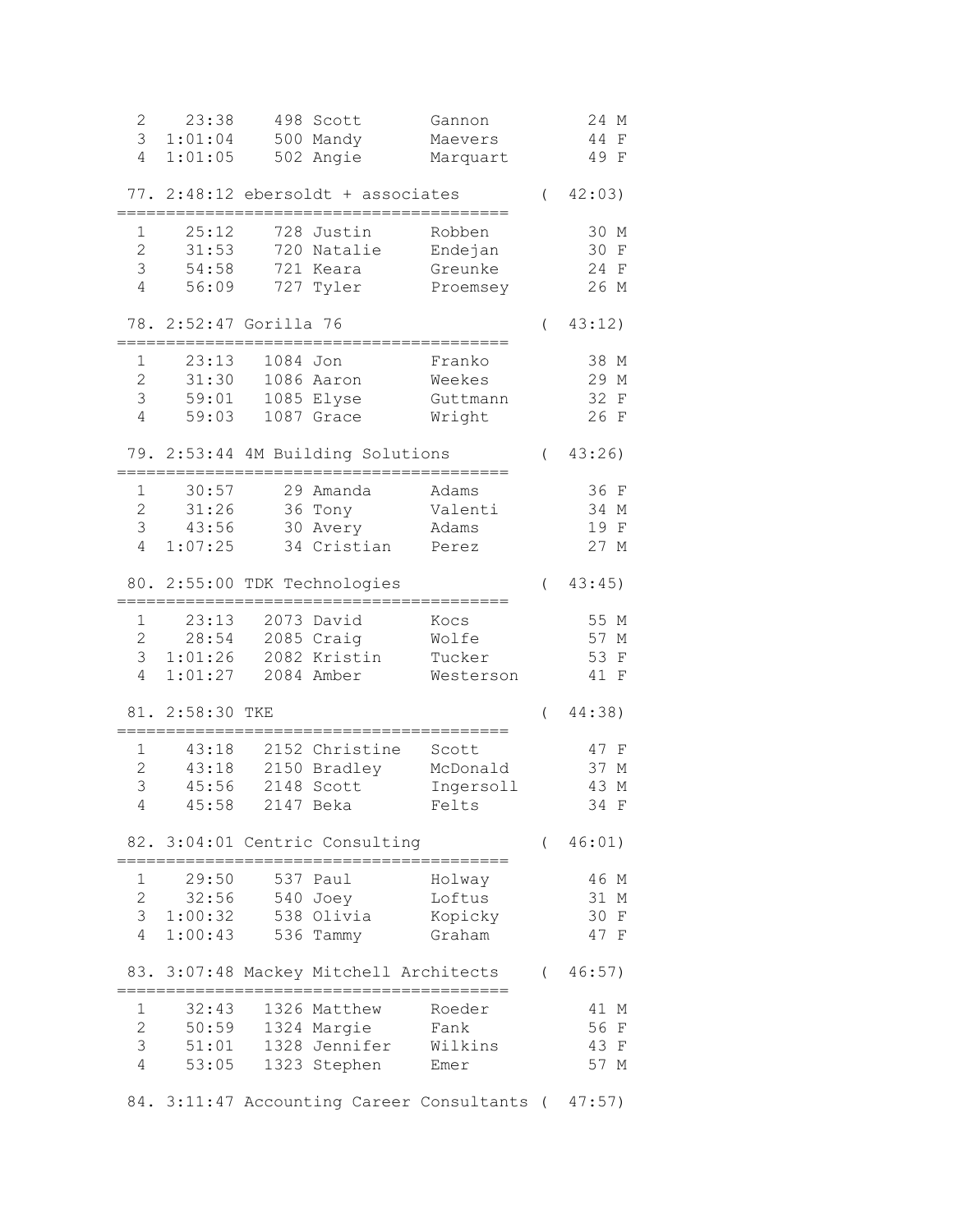```
  2    23:38    498 Scott       Gannon          24 M
  3  1:01:04    500 Mandy       Maevers         44 F
  4  1:01:05    502 Angie       Marquart        49 F

 77. 2:48:12 ebersoldt + associates        (  42:03)
 ========================================
  1    25:12    728 Justin      Robben          30 M
  2    31:53    720 Natalie     Endejan         30 F
  3    54:58    721 Keara       Greunke         24 F
  4    56:09    727 Tyler       Proemsey        26 M

 78. 2:52:47 Gorilla 76                    (  43:12)
 ========================================
  1    23:13   1084 Jon         Franko          38 M
  2    31:30   1086 Aaron       Weekes          29 M
  3    59:01   1085 Elyse       Guttmann        32 F
  4    59:03   1087 Grace       Wright          26 F

 79. 2:53:44 4M Building Solutions         (  43:26)
 ========================================
  1    30:57     29 Amanda      Adams           36 F
  2    31:26     36 Tony        Valenti         34 M
  3    43:56     30 Avery       Adams           19 F
  4  1:07:25     34 Cristian    Perez           27 M

 80. 2:55:00 TDK Technologies              (  43:45)
 ========================================
  1    23:13   2073 David       Kocs            55 M
  2    28:54   2085 Craig       Wolfe           57 M
  3  1:01:26   2082 Kristin     Tucker          53 F
  4  1:01:27   2084 Amber       Westerson       41 F

 81. 2:58:30 TKE                           (  44:38)
 ========================================
  1    43:18   2152 Christine   Scott           47 F
  2    43:18   2150 Bradley     McDonald        37 M
  3    45:56   2148 Scott       Ingersoll       43 M
  4    45:58   2147 Beka        Felts           34 F

 82. 3:04:01 Centric Consulting            (  46:01)
 ========================================
  1    29:50    537 Paul        Holway          46 M
  2    32:56    540 Joey        Loftus          31 M
  3  1:00:32    538 Olivia      Kopicky         30 F
  4  1:00:43    536 Tammy       Graham          47 F

 83. 3:07:48 Mackey Mitchell Architects    (  46:57)
 ========================================
  1    32:43   1326 Matthew     Roeder          41 M
  2    50:59   1324 Margie      Fank            56 F
  3    51:01   1328 Jennifer    Wilkins         43 F
  4    53:05   1323 Stephen     Emer            57 M

 84. 3:11:47 Accounting Career Consultants (  47:57)
```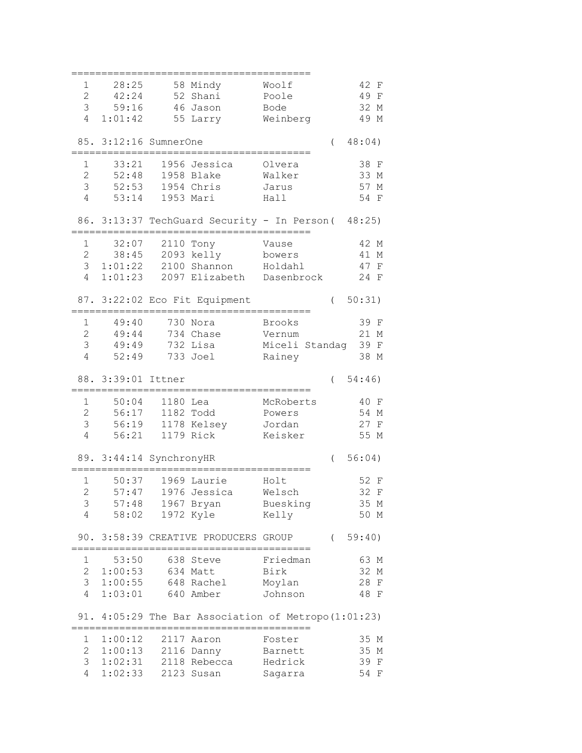```
=========================================
  1    28:25     58 Mindy       Woolf            42 F
  2    42:24     52 Shani       Poole            49 F
  3    59:16     46 Jason       Bode             32 M
  4  1:01:42     55 Larry       Weinberg         49 M

 85. 3:12:16 SumnerOne                         (  48:04)
=========================================
  1    33:21   1956 Jessica     Olvera           38 F
  2    52:48   1958 Blake       Walker           33 M
  3    52:53   1954 Chris       Jarus            57 M
  4    53:14   1953 Mari        Hall             54 F

 86. 3:13:37 TechGuard Security - In Person(  48:25)
=========================================
  1    32:07   2110 Tony        Vause            42 M
  2    38:45   2093 kelly       bowers           41 M
  3  1:01:22   2100 Shannon     Holdahl          47 F
  4  1:01:23   2097 Elizabeth   Dasenbrock       24 F

 87. 3:22:02 Eco Fit Equipment                 (  50:31)
=========================================
  1    49:40    730 Nora        Brooks           39 F
  2    49:44    734 Chase       Vernum           21 M
  3    49:49    732 Lisa        Miceli Standag   39 F
  4    52:49    733 Joel        Rainey           38 M

 88. 3:39:01 Ittner                            (  54:46)
=========================================
  1    50:04   1180 Lea         McRoberts        40 F
  2    56:17   1182 Todd        Powers           54 M
  3    56:19   1178 Kelsey      Jordan           27 F
  4    56:21   1179 Rick        Keisker          55 M

 89. 3:44:14 SynchronyHR                       (  56:04)
=========================================
  1    50:37   1969 Laurie      Holt             52 F
  2    57:47   1976 Jessica     Welsch           32 F
  3    57:48   1967 Bryan       Buesking         35 M
  4    58:02   1972 Kyle        Kelly            50 M

 90. 3:58:39 CREATIVE PRODUCERS GROUP          (  59:40)
=========================================
  1    53:50    638 Steve       Friedman         63 M
  2  1:00:53    634 Matt        Birk             32 M
  3  1:00:55    648 Rachel      Moylan           28 F
  4  1:03:01    640 Amber       Johnson          48 F

 91. 4:05:29 The Bar Association of Metropo(1:01:23)
=========================================
  1  1:00:12   2117 Aaron       Foster           35 M
  2  1:00:13   2116 Danny       Barnett          35 M
  3  1:02:31   2118 Rebecca     Hedrick          39 F
  4  1:02:33   2123 Susan       Sagarra          54 F
```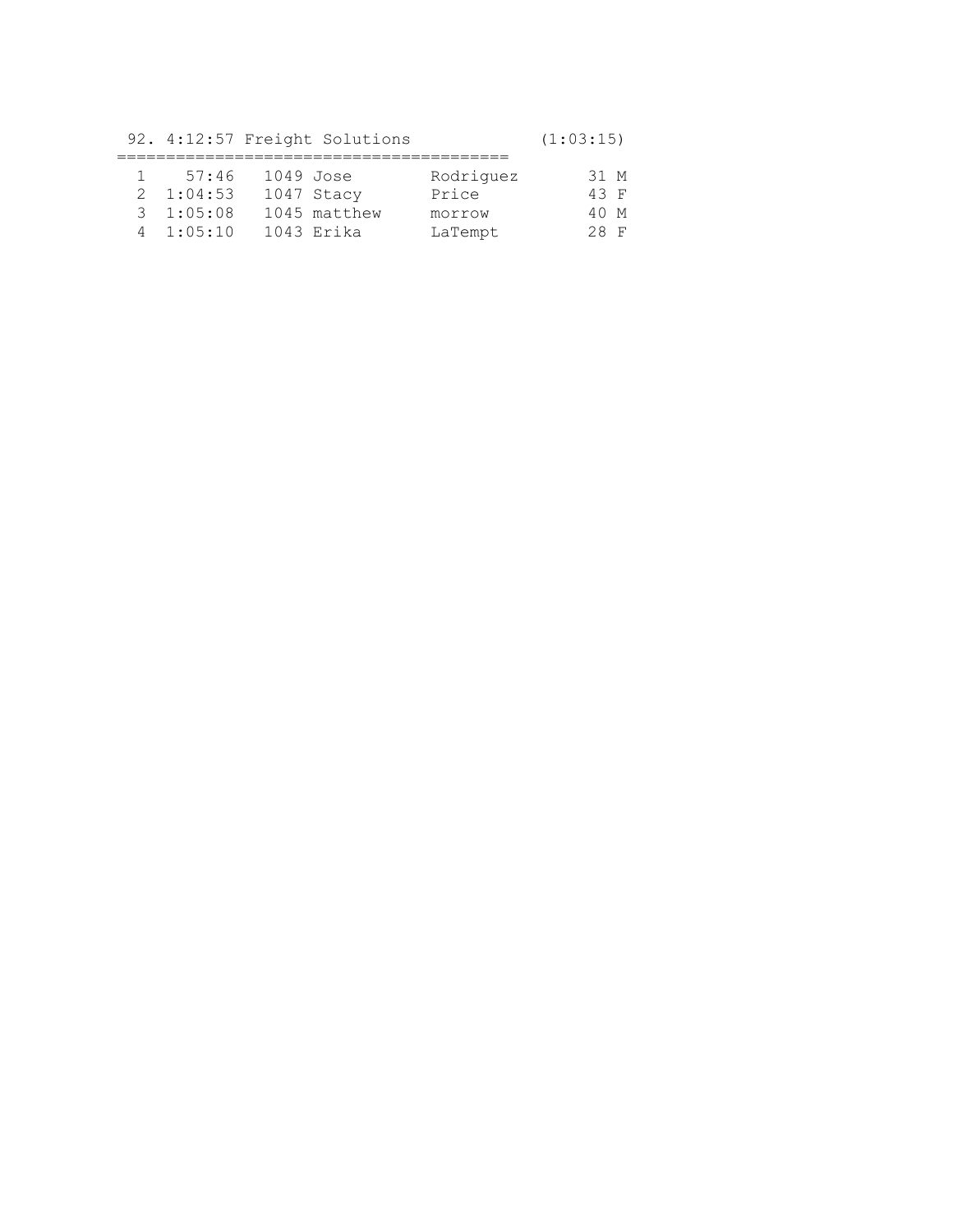92. 4:12:57 Freight Solutions (1:03:15)

| | | | | | | |
|---|---|---|---|---|---|---|
| 1 | 57:46 | 1049 | Jose | Rodriguez | 31 | M |
| 2 | 1:04:53 | 1047 | Stacy | Price | 43 | F |
| 3 | 1:05:08 | 1045 | matthew | morrow | 40 | M |
| 4 | 1:05:10 | 1043 | Erika | LaTempt | 28 | F |